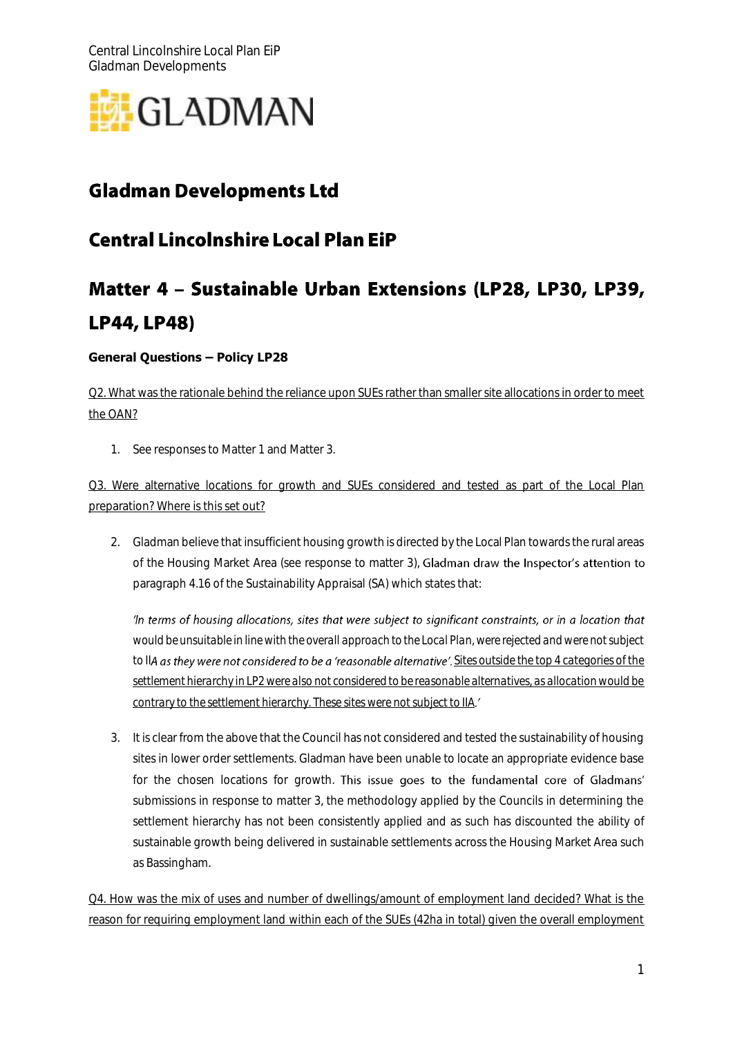# Gladman Developments Ltd

# Central Lincolnshire Local Plan EiP

## Matter 4 – Sustainable Urban Extensions (LP28, LP30, LP39, LP44, LP48)

**General Questions – Policy LP28**

Q2. What was the rationale behind the reliance upon SUEs rather than smaller site allocations in order to meet the OAN?

1. See responses to Matter 1 and Matter 3.

Q3. Were alternative locations for growth and SUEs considered and tested as part of the Local Plan preparation? Where is this set out?

2. Gladman believe that insufficient housing growth is directed by the Local Plan towards the rural areas of the Housing Market Area (see response to matter 3), Gladman draw the Inspector's attention to paragraph 4.16 of the Sustainability Appraisal (SA) which states that:

   *'In terms of housing allocations, sites that were subject to significant constraints, or in a location that would be unsuitable in line with the overall approach to the Local Plan, were rejected and were not subject to IIA as they were not considered to be a 'reasonable alternative'. Sites outside the top 4 categories of the settlement hierarchy in LP2 were also not considered to be reasonable alternatives, as allocation would be contrary to the settlement hierarchy. These sites were not subject to IIA.'*

3. It is clear from the above that the Council has not considered and tested the sustainability of housing sites in lower order settlements. Gladman have been unable to locate an appropriate evidence base for the chosen locations for growth. This issue goes to the fundamental core of Gladmans' submissions in response to matter 3, the methodology applied by the Councils in determining the settlement hierarchy has not been consistently applied and as such has discounted the ability of sustainable growth being delivered in sustainable settlements across the Housing Market Area such as Bassingham.

Q4. How was the mix of uses and number of dwellings/amount of employment land decided? What is the reason for requiring employment land within each of the SUEs (42ha in total) given the overall employment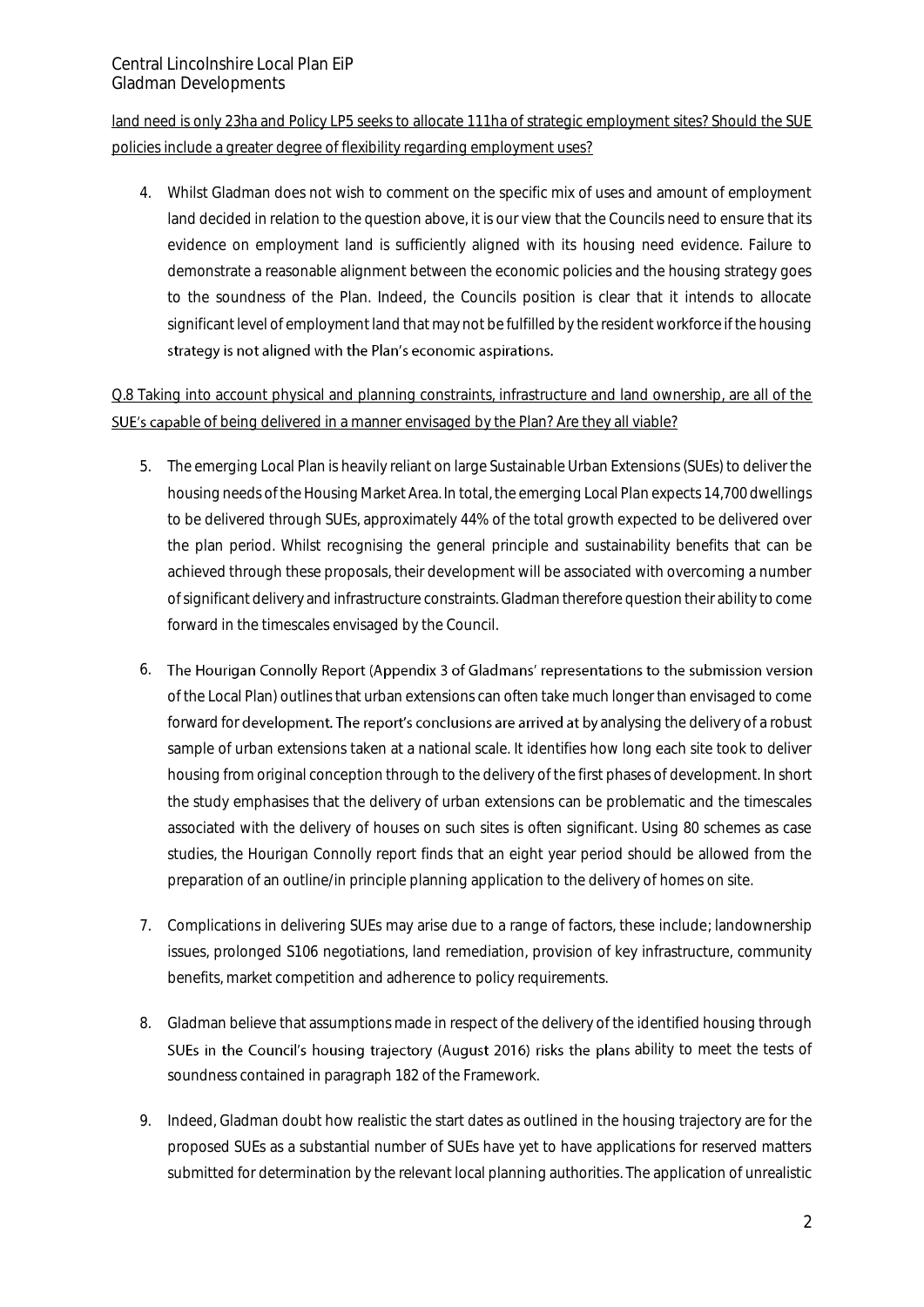land need is only 23ha and Policy LP5 seeks to allocate 111ha of strategic employment sites? Should the SUE policies include a greater degree of flexibility regarding employment uses?

4. Whilst Gladman does not wish to comment on the specific mix of uses and amount of employment land decided in relation to the question above, it is our view that the Councils need to ensure that its evidence on employment land is sufficiently aligned with its housing need evidence. Failure to demonstrate a reasonable alignment between the economic policies and the housing strategy goes to the soundness of the Plan. Indeed, the Councils position is clear that it intends to allocate significant level of employment land that may not be fulfilled by the resident workforce if the housing strategy is not aligned with the Plan's economic aspirations.

Q.8 Taking into account physical and planning constraints, infrastructure and land ownership, are all of the SUE's capable of being delivered in a manner envisaged by the Plan? Are they all viable?

5. The emerging Local Plan is heavily reliant on large Sustainable Urban Extensions (SUEs) to deliver the housing needs of the Housing Market Area. In total, the emerging Local Plan expects 14,700 dwellings to be delivered through SUEs, approximately 44% of the total growth expected to be delivered over the plan period. Whilst recognising the general principle and sustainability benefits that can be achieved through these proposals, their development will be associated with overcoming a number of significant delivery and infrastructure constraints. Gladman therefore question their ability to come forward in the timescales envisaged by the Council.

6. The Hourigan Connolly Report (Appendix 3 of Gladmans' representations to the submission version of the Local Plan) outlines that urban extensions can often take much longer than envisaged to come forward for development. The report's conclusions are arrived at by analysing the delivery of a robust sample of urban extensions taken at a national scale. It identifies how long each site took to deliver housing from original conception through to the delivery of the first phases of development. In short the study emphasises that the delivery of urban extensions can be problematic and the timescales associated with the delivery of houses on such sites is often significant. Using 80 schemes as case studies, the Hourigan Connolly report finds that an eight year period should be allowed from the preparation of an outline/in principle planning application to the delivery of homes on site.

7. Complications in delivering SUEs may arise due to a range of factors, these include; landownership issues, prolonged S106 negotiations, land remediation, provision of key infrastructure, community benefits, market competition and adherence to policy requirements.

8. Gladman believe that assumptions made in respect of the delivery of the identified housing through SUEs in the Council's housing trajectory (August 2016) risks the plans ability to meet the tests of soundness contained in paragraph 182 of the Framework.

9. Indeed, Gladman doubt how realistic the start dates as outlined in the housing trajectory are for the proposed SUEs as a substantial number of SUEs have yet to have applications for reserved matters submitted for determination by the relevant local planning authorities. The application of unrealistic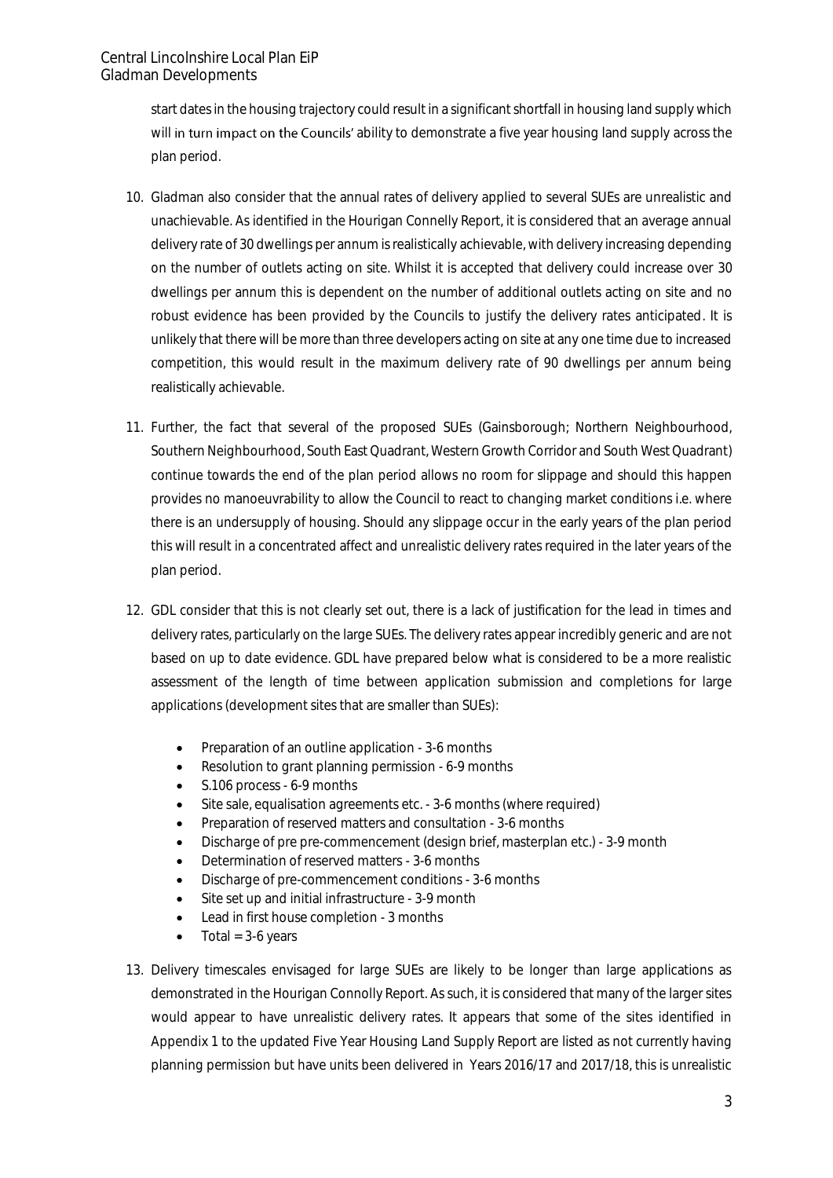start dates in the housing trajectory could result in a significant shortfall in housing land supply which will in turn impact on the Councils' ability to demonstrate a five year housing land supply across the plan period.

10. Gladman also consider that the annual rates of delivery applied to several SUEs are unrealistic and unachievable. As identified in the Hourigan Connelly Report, it is considered that an average annual delivery rate of 30 dwellings per annum is realistically achievable, with delivery increasing depending on the number of outlets acting on site. Whilst it is accepted that delivery could increase over 30 dwellings per annum this is dependent on the number of additional outlets acting on site and no robust evidence has been provided by the Councils to justify the delivery rates anticipated. It is unlikely that there will be more than three developers acting on site at any one time due to increased competition, this would result in the maximum delivery rate of 90 dwellings per annum being realistically achievable.

11. Further, the fact that several of the proposed SUEs (Gainsborough; Northern Neighbourhood, Southern Neighbourhood, South East Quadrant, Western Growth Corridor and South West Quadrant) continue towards the end of the plan period allows no room for slippage and should this happen provides no manoeuvrability to allow the Council to react to changing market conditions i.e. where there is an undersupply of housing. Should any slippage occur in the early years of the plan period this will result in a concentrated affect and unrealistic delivery rates required in the later years of the plan period.

12. GDL consider that this is not clearly set out, there is a lack of justification for the lead in times and delivery rates, particularly on the large SUEs. The delivery rates appear incredibly generic and are not based on up to date evidence. GDL have prepared below what is considered to be a more realistic assessment of the length of time between application submission and completions for large applications (development sites that are smaller than SUEs):

    - Preparation of an outline application - 3-6 months
    - Resolution to grant planning permission - 6-9 months
    - S.106 process - 6-9 months
    - Site sale, equalisation agreements etc. - 3-6 months (where required)
    - Preparation of reserved matters and consultation - 3-6 months
    - Discharge of pre pre-commencement (design brief, masterplan etc.) - 3-9 month
    - Determination of reserved matters - 3-6 months
    - Discharge of pre-commencement conditions - 3-6 months
    - Site set up and initial infrastructure - 3-9 month
    - Lead in first house completion - 3 months
    - Total = 3-6 years

13. Delivery timescales envisaged for large SUEs are likely to be longer than large applications as demonstrated in the Hourigan Connolly Report. As such, it is considered that many of the larger sites would appear to have unrealistic delivery rates. It appears that some of the sites identified in Appendix 1 to the updated Five Year Housing Land Supply Report are listed as not currently having planning permission but have units been delivered in Years 2016/17 and 2017/18, this is unrealistic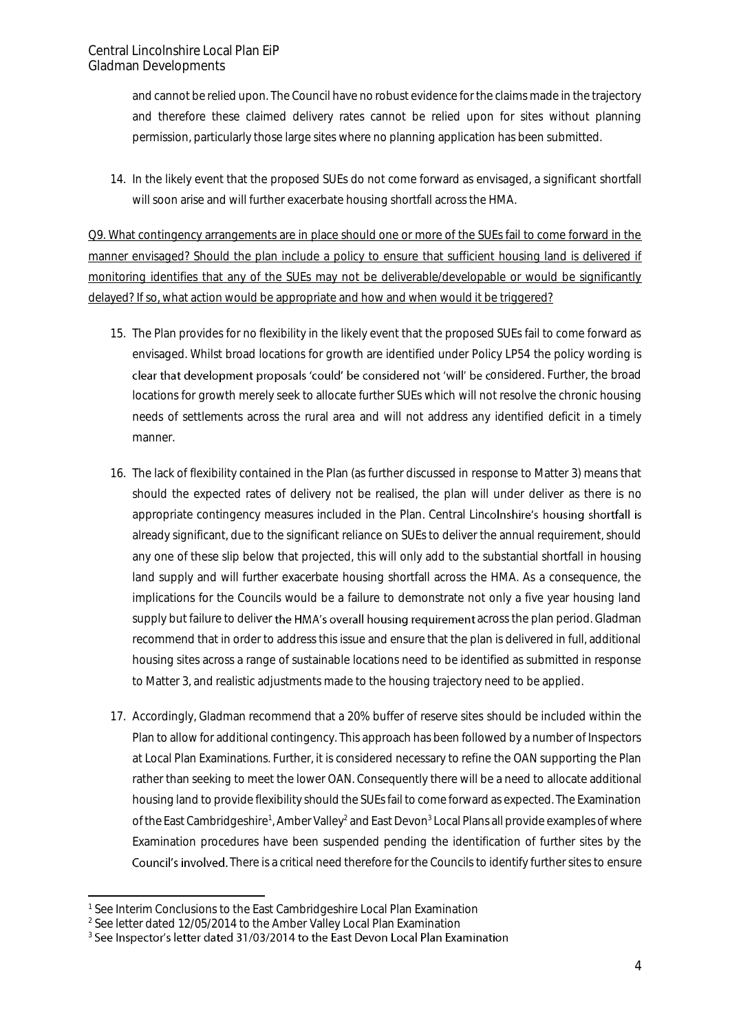and cannot be relied upon. The Council have no robust evidence for the claims made in the trajectory and therefore these claimed delivery rates cannot be relied upon for sites without planning permission, particularly those large sites where no planning application has been submitted.

14. In the likely event that the proposed SUEs do not come forward as envisaged, a significant shortfall will soon arise and will further exacerbate housing shortfall across the HMA.

Q9. What contingency arrangements are in place should one or more of the SUEs fail to come forward in the manner envisaged? Should the plan include a policy to ensure that sufficient housing land is delivered if monitoring identifies that any of the SUEs may not be deliverable/developable or would be significantly delayed? If so, what action would be appropriate and how and when would it be triggered?

15. The Plan provides for no flexibility in the likely event that the proposed SUEs fail to come forward as envisaged. Whilst broad locations for growth are identified under Policy LP54 the policy wording is clear that development proposals 'could' be considered not 'will' be considered. Further, the broad locations for growth merely seek to allocate further SUEs which will not resolve the chronic housing needs of settlements across the rural area and will not address any identified deficit in a timely manner.

16. The lack of flexibility contained in the Plan (as further discussed in response to Matter 3) means that should the expected rates of delivery not be realised, the plan will under deliver as there is no appropriate contingency measures included in the Plan. Central Lincolnshire's housing shortfall is already significant, due to the significant reliance on SUEs to deliver the annual requirement, should any one of these slip below that projected, this will only add to the substantial shortfall in housing land supply and will further exacerbate housing shortfall across the HMA. As a consequence, the implications for the Councils would be a failure to demonstrate not only a five year housing land supply but failure to deliver the HMA's overall housing requirement across the plan period. Gladman recommend that in order to address this issue and ensure that the plan is delivered in full, additional housing sites across a range of sustainable locations need to be identified as submitted in response to Matter 3, and realistic adjustments made to the housing trajectory need to be applied.

17. Accordingly, Gladman recommend that a 20% buffer of reserve sites should be included within the Plan to allow for additional contingency. This approach has been followed by a number of Inspectors at Local Plan Examinations. Further, it is considered necessary to refine the OAN supporting the Plan rather than seeking to meet the lower OAN. Consequently there will be a need to allocate additional housing land to provide flexibility should the SUEs fail to come forward as expected. The Examination of the East Cambridgeshire[1], Amber Valley[2] and East Devon[3] Local Plans all provide examples of where Examination procedures have been suspended pending the identification of further sites by the Council's involved. There is a critical need therefore for the Councils to identify further sites to ensure

[1] See Interim Conclusions to the East Cambridgeshire Local Plan Examination

[2] See letter dated 12/05/2014 to the Amber Valley Local Plan Examination

[3] See Inspector's letter dated 31/03/2014 to the East Devon Local Plan Examination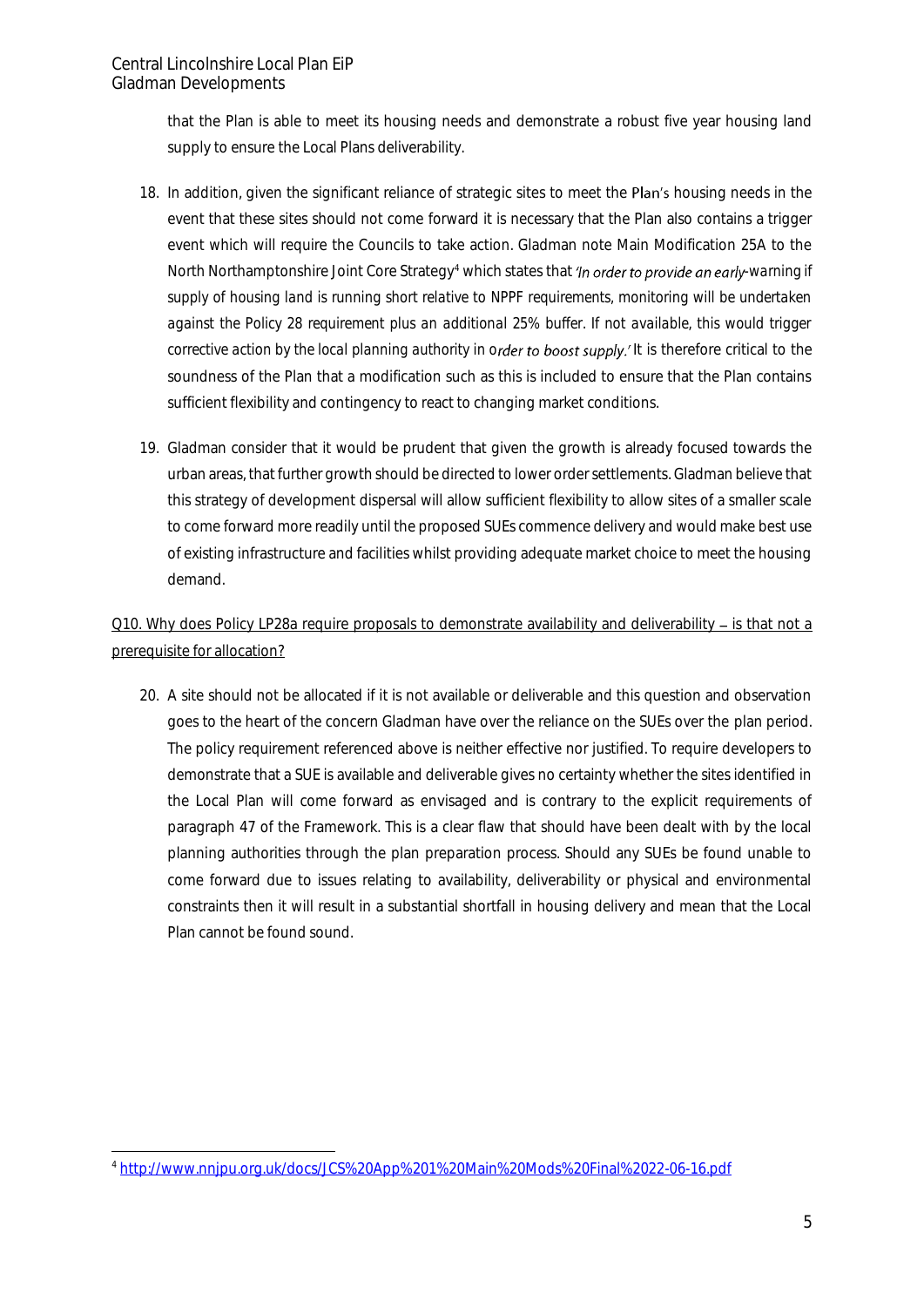that the Plan is able to meet its housing needs and demonstrate a robust five year housing land supply to ensure the Local Plans deliverability.

18. In addition, given the significant reliance of strategic sites to meet the Plan's housing needs in the event that these sites should not come forward it is necessary that the Plan also contains a trigger event which will require the Councils to take action. Gladman note Main Modification 25A to the North Northamptonshire Joint Core Strategy[4] which states that *'In order to provide an early-warning if supply of housing land is running short relative to NPPF requirements, monitoring will be undertaken against the Policy 28 requirement plus an additional 25% buffer. If not available, this would trigger corrective action by the local planning authority in order to boost supply.'* It is therefore critical to the soundness of the Plan that a modification such as this is included to ensure that the Plan contains sufficient flexibility and contingency to react to changing market conditions.

19. Gladman consider that it would be prudent that given the growth is already focused towards the urban areas, that further growth should be directed to lower order settlements. Gladman believe that this strategy of development dispersal will allow sufficient flexibility to allow sites of a smaller scale to come forward more readily until the proposed SUEs commence delivery and would make best use of existing infrastructure and facilities whilst providing adequate market choice to meet the housing demand.

<u>Q10. Why does Policy LP28a require proposals to demonstrate availability and deliverability – is that not a prerequisite for allocation?</u>

20. A site should not be allocated if it is not available or deliverable and this question and observation goes to the heart of the concern Gladman have over the reliance on the SUEs over the plan period. The policy requirement referenced above is neither effective nor justified. To require developers to demonstrate that a SUE is available and deliverable gives no certainty whether the sites identified in the Local Plan will come forward as envisaged and is contrary to the explicit requirements of paragraph 47 of the Framework. This is a clear flaw that should have been dealt with by the local planning authorities through the plan preparation process. Should any SUEs be found unable to come forward due to issues relating to availability, deliverability or physical and environmental constraints then it will result in a substantial shortfall in housing delivery and mean that the Local Plan cannot be found sound.

---

[4] http://www.nnjpu.org.uk/docs/JCS%20App%201%20Main%20Mods%20Final%2022-06-16.pdf